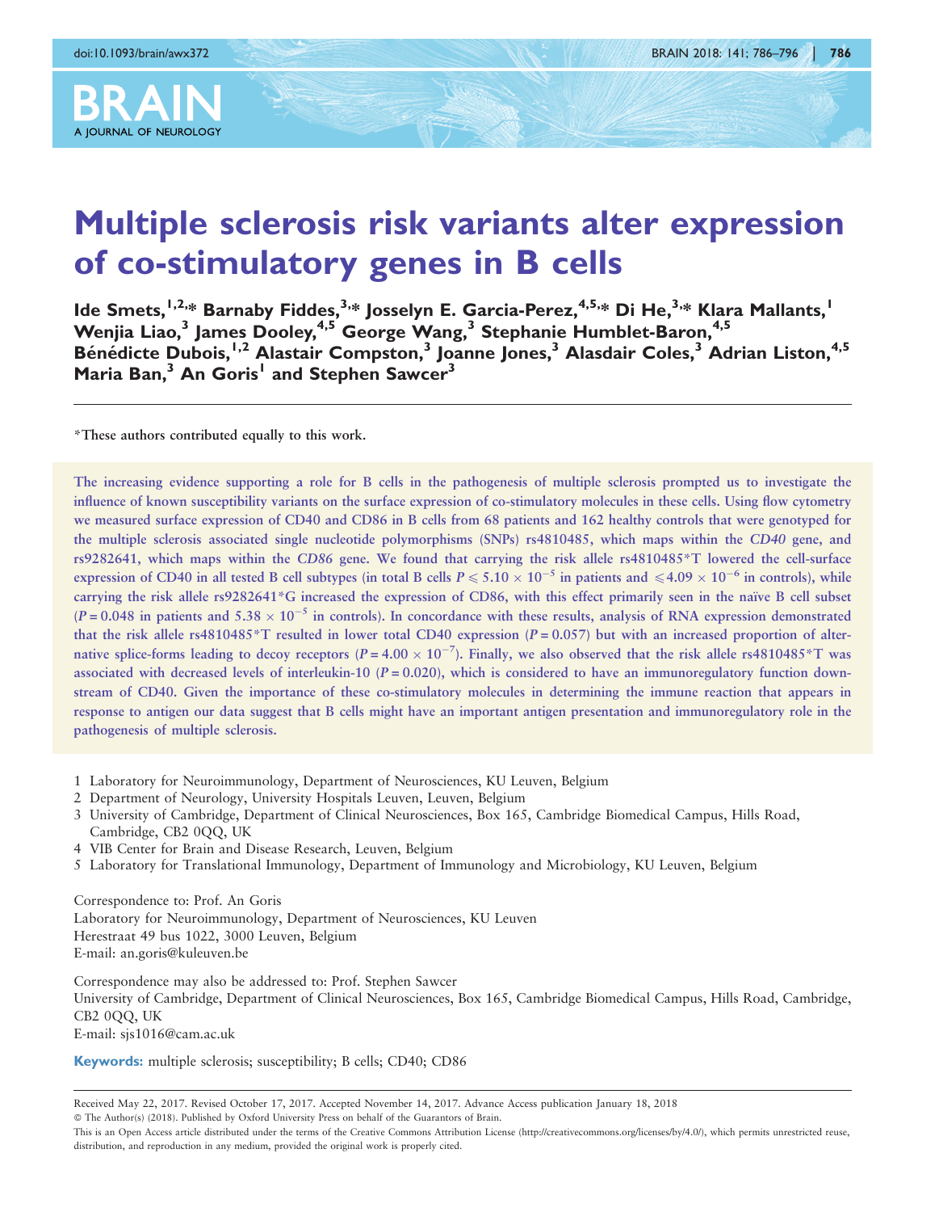# Multiple sclerosis risk variants alter expression of co-stimulatory genes in B cells

Ide Smets,[1,2,*] Barnaby Fiddes,[3,*] Josselyn E. Garcia-Perez,[4,5,*] Di He,[3,*] Klara Mallants,[1] Wenjia Liao,[3] James Dooley,[4,5] George Wang,[3] Stephanie Humblet-Baron,[4,5] Bénédicte Dubois,[1,2] Alastair Compston,[3] Joanne Jones,[3] Alasdair Coles,[3] Adrian Liston,[4,5] Maria Ban,[3] An Goris[1] and Stephen Sawcer[3]

*These authors contributed equally to this work.

The increasing evidence supporting a role for B cells in the pathogenesis of multiple sclerosis prompted us to investigate the influence of known susceptibility variants on the surface expression of co-stimulatory molecules in these cells. Using flow cytometry we measured surface expression of CD40 and CD86 in B cells from 68 patients and 162 healthy controls that were genotyped for the multiple sclerosis associated single nucleotide polymorphisms (SNPs) rs4810485, which maps within the *CD40* gene, and rs9282641, which maps within the *CD86* gene. We found that carrying the risk allele rs4810485*T lowered the cell-surface expression of CD40 in all tested B cell subtypes (in total B cells $P \leqslant 5.10 \times 10^{-5}$ in patients and $\leqslant 4.09 \times 10^{-6}$ in controls), while carrying the risk allele rs9282641*G increased the expression of CD86, with this effect primarily seen in the naïve B cell subset ($P = 0.048$ in patients and $5.38 \times 10^{-5}$ in controls). In concordance with these results, analysis of RNA expression demonstrated that the risk allele rs4810485*T resulted in lower total CD40 expression ($P = 0.057$) but with an increased proportion of alternative splice-forms leading to decoy receptors ($P = 4.00 \times 10^{-7}$). Finally, we also observed that the risk allele rs4810485*T was associated with decreased levels of interleukin-10 ($P = 0.020$), which is considered to have an immunoregulatory function downstream of CD40. Given the importance of these co-stimulatory molecules in determining the immune reaction that appears in response to antigen our data suggest that B cells might have an important antigen presentation and immunoregulatory role in the pathogenesis of multiple sclerosis.

1 Laboratory for Neuroimmunology, Department of Neurosciences, KU Leuven, Belgium
2 Department of Neurology, University Hospitals Leuven, Leuven, Belgium
3 University of Cambridge, Department of Clinical Neurosciences, Box 165, Cambridge Biomedical Campus, Hills Road, Cambridge, CB2 0QQ, UK
4 VIB Center for Brain and Disease Research, Leuven, Belgium
5 Laboratory for Translational Immunology, Department of Immunology and Microbiology, KU Leuven, Belgium

Correspondence to: Prof. An Goris
Laboratory for Neuroimmunology, Department of Neurosciences, KU Leuven
Herestraat 49 bus 1022, 3000 Leuven, Belgium
E-mail: an.goris@kuleuven.be

Correspondence may also be addressed to: Prof. Stephen Sawcer
University of Cambridge, Department of Clinical Neurosciences, Box 165, Cambridge Biomedical Campus, Hills Road, Cambridge, CB2 0QQ, UK
E-mail: sjs1016@cam.ac.uk

**Keywords:** multiple sclerosis; susceptibility; B cells; CD40; CD86

Received May 22, 2017. Revised October 17, 2017. Accepted November 14, 2017. Advance Access publication January 18, 2018
© The Author(s) (2018). Published by Oxford University Press on behalf of the Guarantors of Brain.
This is an Open Access article distributed under the terms of the Creative Commons Attribution License (http://creativecommons.org/licenses/by/4.0/), which permits unrestricted reuse, distribution, and reproduction in any medium, provided the original work is properly cited.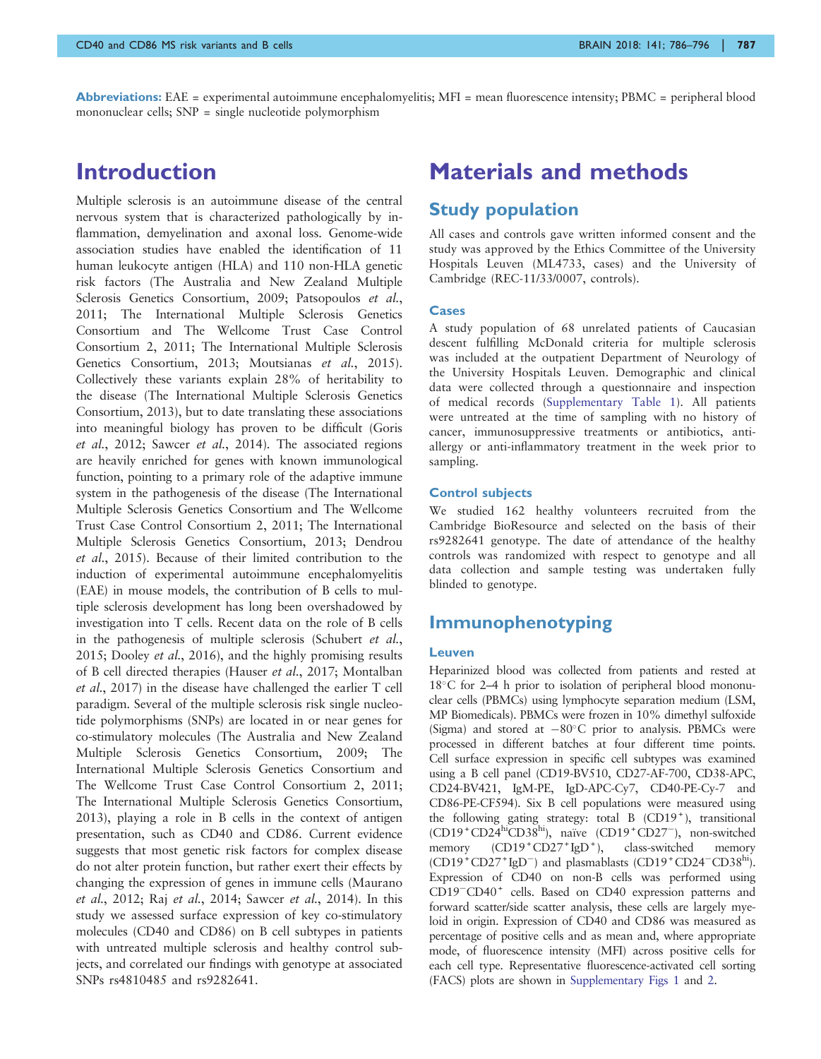**Abbreviations:** EAE = experimental autoimmune encephalomyelitis; MFI = mean fluorescence intensity; PBMC = peripheral blood mononuclear cells; SNP = single nucleotide polymorphism

# Introduction

Multiple sclerosis is an autoimmune disease of the central nervous system that is characterized pathologically by inflammation, demyelination and axonal loss. Genome-wide association studies have enabled the identification of 11 human leukocyte antigen (HLA) and 110 non-HLA genetic risk factors (The Australia and New Zealand Multiple Sclerosis Genetics Consortium, 2009; Patsopoulos *et al.*, 2011; The International Multiple Sclerosis Genetics Consortium and The Wellcome Trust Case Control Consortium 2, 2011; The International Multiple Sclerosis Genetics Consortium, 2013; Moutsianas *et al.*, 2015). Collectively these variants explain 28% of heritability to the disease (The International Multiple Sclerosis Genetics Consortium, 2013), but to date translating these associations into meaningful biology has proven to be difficult (Goris *et al.*, 2012; Sawcer *et al.*, 2014). The associated regions are heavily enriched for genes with known immunological function, pointing to a primary role of the adaptive immune system in the pathogenesis of the disease (The International Multiple Sclerosis Genetics Consortium and The Wellcome Trust Case Control Consortium 2, 2011; The International Multiple Sclerosis Genetics Consortium, 2013; Dendrou *et al.*, 2015). Because of their limited contribution to the induction of experimental autoimmune encephalomyelitis (EAE) in mouse models, the contribution of B cells to multiple sclerosis development has long been overshadowed by investigation into T cells. Recent data on the role of B cells in the pathogenesis of multiple sclerosis (Schubert *et al.*, 2015; Dooley *et al.*, 2016), and the highly promising results of B cell directed therapies (Hauser *et al.*, 2017; Montalban *et al.*, 2017) in the disease have challenged the earlier T cell paradigm. Several of the multiple sclerosis risk single nucleotide polymorphisms (SNPs) are located in or near genes for co-stimulatory molecules (The Australia and New Zealand Multiple Sclerosis Genetics Consortium, 2009; The International Multiple Sclerosis Genetics Consortium and The Wellcome Trust Case Control Consortium 2, 2011; The International Multiple Sclerosis Genetics Consortium, 2013), playing a role in B cells in the context of antigen presentation, such as CD40 and CD86. Current evidence suggests that most genetic risk factors for complex disease do not alter protein function, but rather exert their effects by changing the expression of genes in immune cells (Maurano *et al.*, 2012; Raj *et al.*, 2014; Sawcer *et al.*, 2014). In this study we assessed surface expression of key co-stimulatory molecules (CD40 and CD86) on B cell subtypes in patients with untreated multiple sclerosis and healthy control subjects, and correlated our findings with genotype at associated SNPs rs4810485 and rs9282641.

# Materials and methods

## Study population

All cases and controls gave written informed consent and the study was approved by the Ethics Committee of the University Hospitals Leuven (ML4733, cases) and the University of Cambridge (REC-11/33/0007, controls).

### Cases

A study population of 68 unrelated patients of Caucasian descent fulfilling McDonald criteria for multiple sclerosis was included at the outpatient Department of Neurology of the University Hospitals Leuven. Demographic and clinical data were collected through a questionnaire and inspection of medical records (Supplementary Table 1). All patients were untreated at the time of sampling with no history of cancer, immunosuppressive treatments or antibiotics, anti-allergy or anti-inflammatory treatment in the week prior to sampling.

### Control subjects

We studied 162 healthy volunteers recruited from the Cambridge BioResource and selected on the basis of their rs9282641 genotype. The date of attendance of the healthy controls was randomized with respect to genotype and all data collection and sample testing was undertaken fully blinded to genotype.

## Immunophenotyping

### Leuven

Heparinized blood was collected from patients and rested at 18°C for 2–4 h prior to isolation of peripheral blood mononuclear cells (PBMCs) using lymphocyte separation medium (LSM, MP Biomedicals). PBMCs were frozen in 10% dimethyl sulfoxide (Sigma) and stored at −80°C prior to analysis. PBMCs were processed in different batches at four different time points. Cell surface expression in specific cell subtypes was examined using a B cell panel (CD19-BV510, CD27-AF-700, CD38-APC, CD24-BV421, IgM-PE, IgD-APC-Cy7, CD40-PE-Cy-7 and CD86-PE-CF594). Six B cell populations were measured using the following gating strategy: total B ($CD19^+$), transitional ($CD19^+CD24^{hi}CD38^{hi}$), naïve ($CD19^+CD27^-$), non-switched memory ($CD19^+CD27^+IgD^+$), class-switched memory ($CD19^+CD27^+IgD^-$) and plasmablasts ($CD19^+CD24^-CD38^{hi}$). Expression of CD40 on non-B cells was performed using $CD19^-CD40^+$ cells. Based on CD40 expression patterns and forward scatter/side scatter analysis, these cells are largely myeloid in origin. Expression of CD40 and CD86 was measured as percentage of positive cells and as mean and, where appropriate mode, of fluorescence intensity (MFI) across positive cells for each cell type. Representative fluorescence-activated cell sorting (FACS) plots are shown in Supplementary Figs 1 and 2.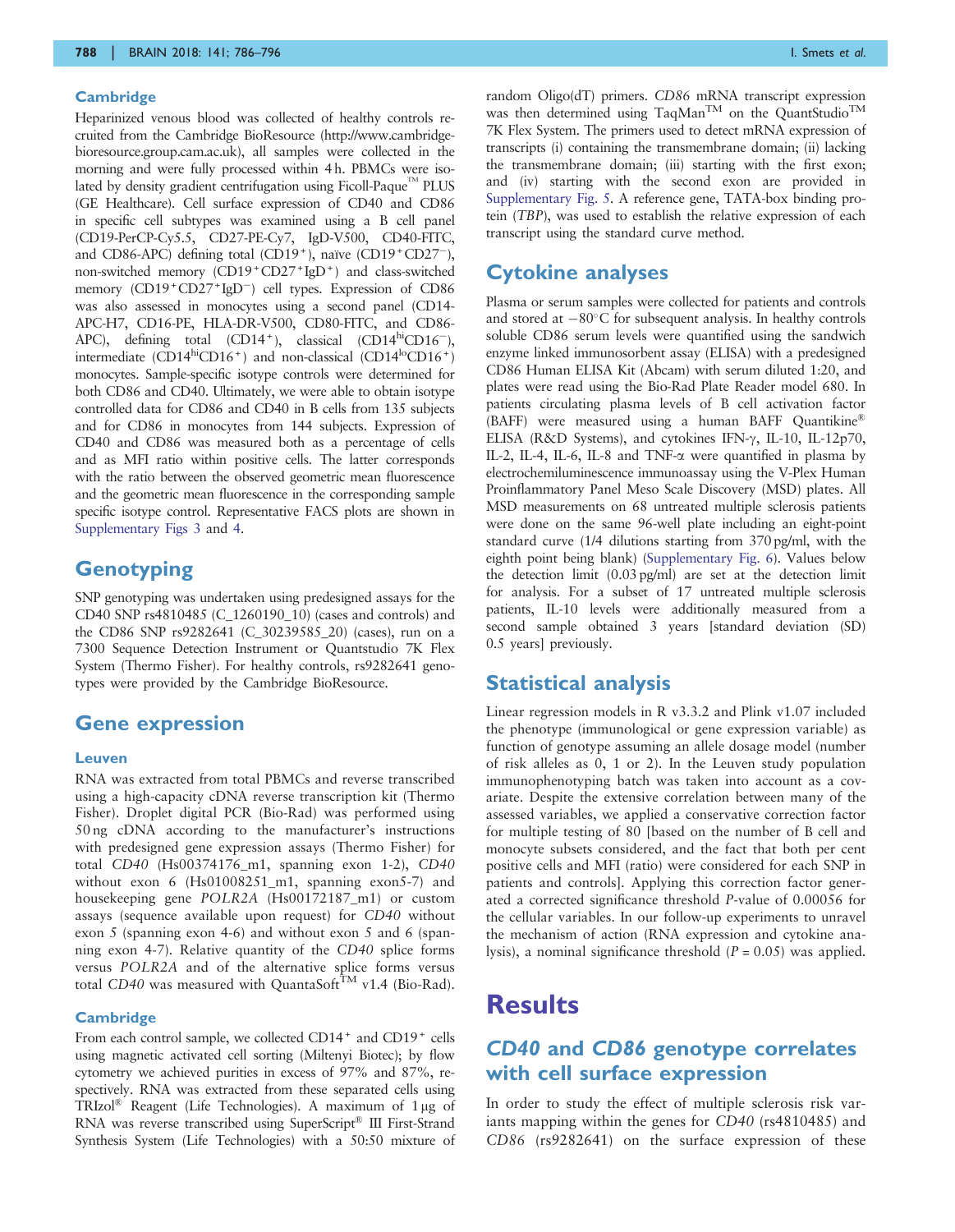### Cambridge

Heparinized venous blood was collected of healthy controls recruited from the Cambridge BioResource (http://www.cambridge-bioresource.group.cam.ac.uk), all samples were collected in the morning and were fully processed within 4 h. PBMCs were isolated by density gradient centrifugation using Ficoll-Paque™ PLUS (GE Healthcare). Cell surface expression of CD40 and CD86 in specific cell subtypes was examined using a B cell panel (CD19-PerCP-Cy5.5, CD27-PE-Cy7, IgD-V500, CD40-FITC, and CD86-APC) defining total ($CD19^+$), naïve ($CD19^+CD27^-$), non-switched memory ($CD19^+CD27^+IgD^+$) and class-switched memory ($CD19^+CD27^+IgD^-$) cell types. Expression of CD86 was also assessed in monocytes using a second panel (CD14-APC-H7, CD16-PE, HLA-DR-V500, CD80-FITC, and CD86-APC), defining total ($CD14^+$), classical ($CD14^{hi}CD16^-$), intermediate ($CD14^{hi}CD16^+$) and non-classical ($CD14^{lo}CD16^+$) monocytes. Sample-specific isotype controls were determined for both CD86 and CD40. Ultimately, we were able to obtain isotype controlled data for CD86 and CD40 in B cells from 135 subjects and for CD86 in monocytes from 144 subjects. Expression of CD40 and CD86 was measured both as a percentage of cells and as MFI ratio within positive cells. The latter corresponds with the ratio between the observed geometric mean fluorescence and the geometric mean fluorescence in the corresponding sample specific isotype control. Representative FACS plots are shown in Supplementary Figs 3 and 4.

## Genotyping

SNP genotyping was undertaken using predesigned assays for the CD40 SNP rs4810485 (C_1260190_10) (cases and controls) and the CD86 SNP rs9282641 (C_30239585_20) (cases), run on a 7300 Sequence Detection Instrument or Quantstudio 7K Flex System (Thermo Fisher). For healthy controls, rs9282641 genotypes were provided by the Cambridge BioResource.

## Gene expression

### Leuven

RNA was extracted from total PBMCs and reverse transcribed using a high-capacity cDNA reverse transcription kit (Thermo Fisher). Droplet digital PCR (Bio-Rad) was performed using 50 ng cDNA according to the manufacturer's instructions with predesigned gene expression assays (Thermo Fisher) for total *CD40* (Hs00374176_m1, spanning exon 1-2), *CD40* without exon 6 (Hs01008251_m1, spanning exon5-7) and housekeeping gene *POLR2A* (Hs00172187_m1) or custom assays (sequence available upon request) for *CD40* without exon 5 (spanning exon 4-6) and without exon 5 and 6 (spanning exon 4-7). Relative quantity of the *CD40* splice forms versus *POLR2A* and of the alternative splice forms versus total *CD40* was measured with QuantaSoft™ v1.4 (Bio-Rad).

### Cambridge

From each control sample, we collected $CD14^+$ and $CD19^+$ cells using magnetic activated cell sorting (Miltenyi Biotec); by flow cytometry we achieved purities in excess of 97% and 87%, respectively. RNA was extracted from these separated cells using TRIzol® Reagent (Life Technologies). A maximum of 1 μg of RNA was reverse transcribed using SuperScript® III First-Strand Synthesis System (Life Technologies) with a 50:50 mixture of random Oligo(dT) primers. *CD86* mRNA transcript expression was then determined using TaqMan™ on the QuantStudio™ 7K Flex System. The primers used to detect mRNA expression of transcripts (i) containing the transmembrane domain; (ii) lacking the transmembrane domain; (iii) starting with the first exon; and (iv) starting with the second exon are provided in Supplementary Fig. 5. A reference gene, TATA-box binding protein (*TBP*), was used to establish the relative expression of each transcript using the standard curve method.

## Cytokine analyses

Plasma or serum samples were collected for patients and controls and stored at −80°C for subsequent analysis. In healthy controls soluble CD86 serum levels were quantified using the sandwich enzyme linked immunosorbent assay (ELISA) with a predesigned CD86 Human ELISA Kit (Abcam) with serum diluted 1:20, and plates were read using the Bio-Rad Plate Reader model 680. In patients circulating plasma levels of B cell activation factor (BAFF) were measured using a human BAFF Quantikine® ELISA (R&D Systems), and cytokines IFN-γ, IL-10, IL-12p70, IL-2, IL-4, IL-6, IL-8 and TNF-α were quantified in plasma by electrochemiluminescence immunoassay using the V-Plex Human Proinflammatory Panel Meso Scale Discovery (MSD) plates. All MSD measurements on 68 untreated multiple sclerosis patients were done on the same 96-well plate including an eight-point standard curve (1/4 dilutions starting from 370 pg/ml, with the eighth point being blank) (Supplementary Fig. 6). Values below the detection limit (0.03 pg/ml) are set at the detection limit for analysis. For a subset of 17 untreated multiple sclerosis patients, IL-10 levels were additionally measured from a second sample obtained 3 years [standard deviation (SD) 0.5 years] previously.

## Statistical analysis

Linear regression models in R v3.3.2 and Plink v1.07 included the phenotype (immunological or gene expression variable) as function of genotype assuming an allele dosage model (number of risk alleles as 0, 1 or 2). In the Leuven study population immunophenotyping batch was taken into account as a covariate. Despite the extensive correlation between many of the assessed variables, we applied a conservative correction factor for multiple testing of 80 [based on the number of B cell and monocyte subsets considered, and the fact that both per cent positive cells and MFI (ratio) were considered for each SNP in patients and controls]. Applying this correction factor generated a corrected significance threshold *P*-value of 0.00056 for the cellular variables. In our follow-up experiments to unravel the mechanism of action (RNA expression and cytokine analysis), a nominal significance threshold ($P = 0.05$) was applied.

# Results

## *CD40* and *CD86* genotype correlates with cell surface expression

In order to study the effect of multiple sclerosis risk variants mapping within the genes for *CD40* (rs4810485) and *CD86* (rs9282641) on the surface expression of these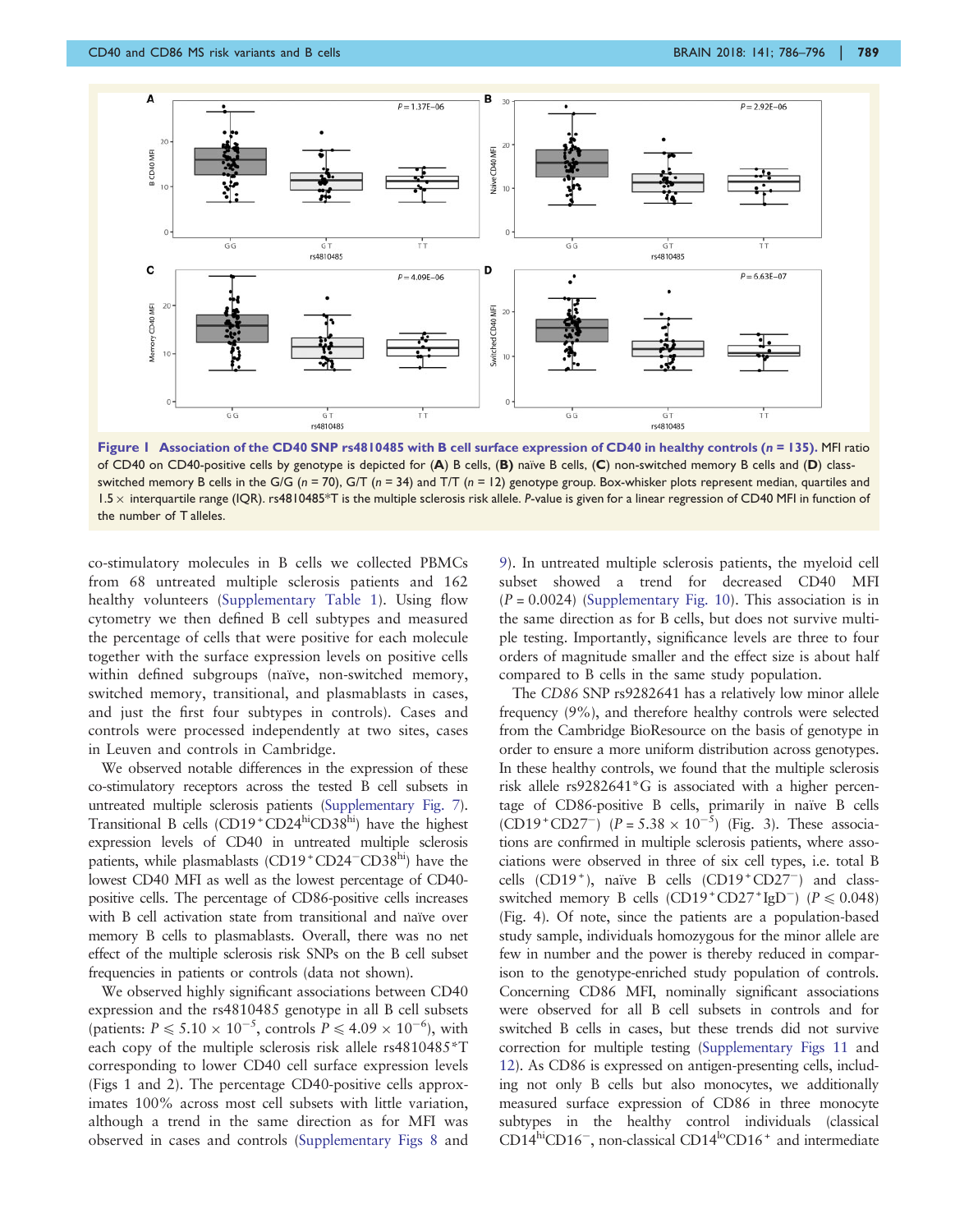**Figure 1 Association of the CD40 SNP rs4810485 with B cell surface expression of CD40 in healthy controls (*n* = 135).** MFI ratio of CD40 on CD40-positive cells by genotype is depicted for (**A**) B cells, (**B**) naïve B cells, (**C**) non-switched memory B cells and (**D**) class-switched memory B cells in the G/G (*n* = 70), G/T (*n* = 34) and T/T (*n* = 12) genotype group. Box-whisker plots represent median, quartiles and 1.5 × interquartile range (IQR). rs4810485*T is the multiple sclerosis risk allele. *P*-value is given for a linear regression of CD40 MFI in function of the number of T alleles.

co-stimulatory molecules in B cells we collected PBMCs from 68 untreated multiple sclerosis patients and 162 healthy volunteers (Supplementary Table 1). Using flow cytometry we then defined B cell subtypes and measured the percentage of cells that were positive for each molecule together with the surface expression levels on positive cells within defined subgroups (naïve, non-switched memory, switched memory, transitional, and plasmablasts in cases, and just the first four subtypes in controls). Cases and controls were processed independently at two sites, cases in Leuven and controls in Cambridge.

We observed notable differences in the expression of these co-stimulatory receptors across the tested B cell subsets in untreated multiple sclerosis patients (Supplementary Fig. 7). Transitional B cells ($CD19^+CD24^{hi}CD38^{hi}$) have the highest expression levels of CD40 in untreated multiple sclerosis patients, while plasmablasts ($CD19^+CD24^-CD38^{hi}$) have the lowest CD40 MFI as well as the lowest percentage of CD40-positive cells. The percentage of CD86-positive cells increases with B cell activation state from transitional and naïve over memory B cells to plasmablasts. Overall, there was no net effect of the multiple sclerosis risk SNPs on the B cell subset frequencies in patients or controls (data not shown).

We observed highly significant associations between CD40 expression and the rs4810485 genotype in all B cell subsets (patients: $P \leqslant 5.10 \times 10^{-5}$, controls $P \leqslant 4.09 \times 10^{-6}$), with each copy of the multiple sclerosis risk allele rs4810485*T corresponding to lower CD40 cell surface expression levels (Figs 1 and 2). The percentage CD40-positive cells approximates 100% across most cell subsets with little variation, although a trend in the same direction as for MFI was observed in cases and controls (Supplementary Figs 8 and 9). In untreated multiple sclerosis patients, the myeloid cell subset showed a trend for decreased CD40 MFI ($P = 0.0024$) (Supplementary Fig. 10). This association is in the same direction as for B cells, but does not survive multiple testing. Importantly, significance levels are three to four orders of magnitude smaller and the effect size is about half compared to B cells in the same study population.

The *CD86* SNP rs9282641 has a relatively low minor allele frequency (9%), and therefore healthy controls were selected from the Cambridge BioResource on the basis of genotype in order to ensure a more uniform distribution across genotypes. In these healthy controls, we found that the multiple sclerosis risk allele rs9282641*G is associated with a higher percentage of CD86-positive B cells, primarily in naïve B cells ($CD19^+CD27^-$) ($P = 5.38 \times 10^{-5}$) (Fig. 3). These associations are confirmed in multiple sclerosis patients, where associations were observed in three of six cell types, i.e. total B cells ($CD19^+$), naïve B cells ($CD19^+CD27^-$) and class-switched memory B cells ($CD19^+CD27^+IgD^-$) ($P \leqslant 0.048$) (Fig. 4). Of note, since the patients are a population-based study sample, individuals homozygous for the minor allele are few in number and the power is thereby reduced in comparison to the genotype-enriched study population of controls. Concerning CD86 MFI, nominally significant associations were observed for all B cell subsets in controls and for switched B cells in cases, but these trends did not survive correction for multiple testing (Supplementary Figs 11 and 12). As CD86 is expressed on antigen-presenting cells, including not only B cells but also monocytes, we additionally measured surface expression of CD86 in three monocyte subtypes in the healthy control individuals (classical $CD14^{hi}CD16^-$, non-classical $CD14^{lo}CD16^+$ and intermediate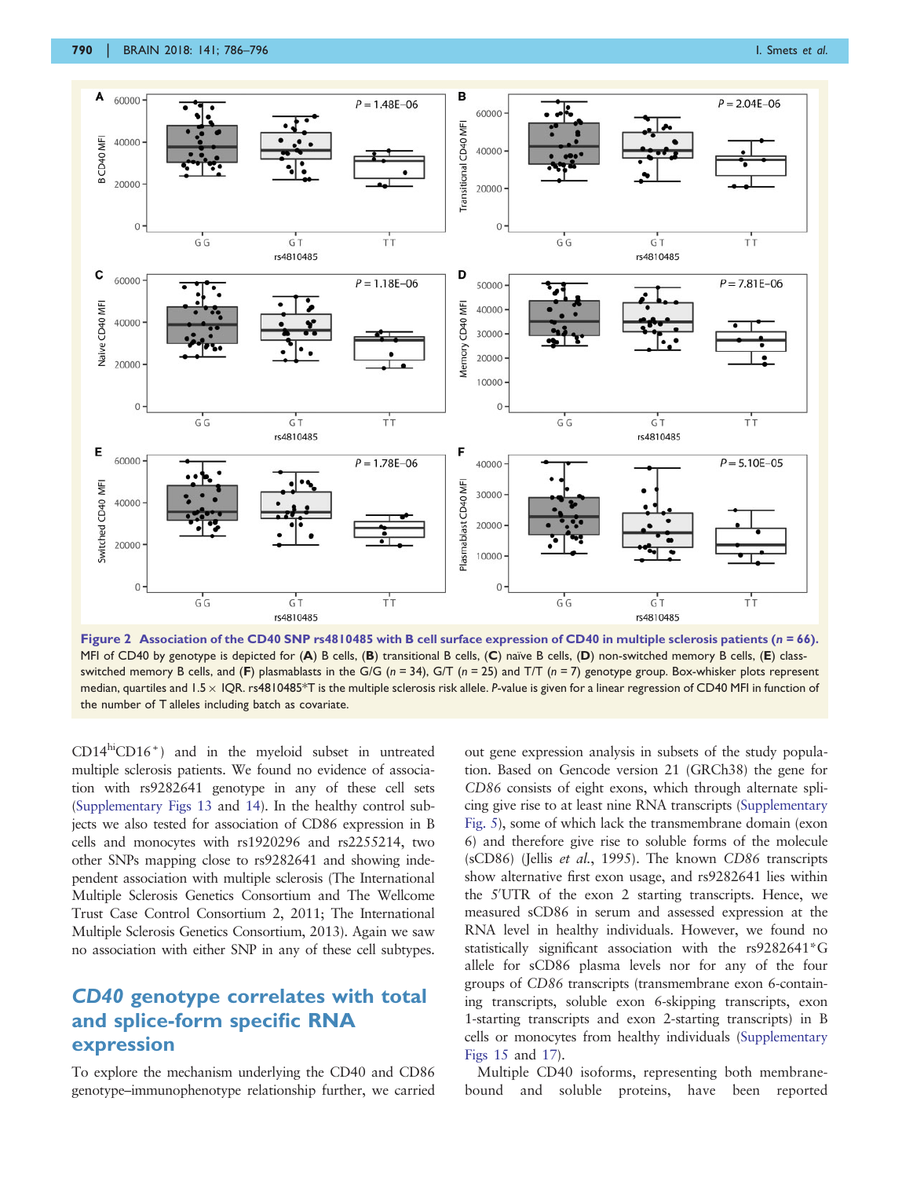**Figure 2 Association of the CD40 SNP rs4810485 with B cell surface expression of CD40 in multiple sclerosis patients ($n$ = 66).** MFI of CD40 by genotype is depicted for (**A**) B cells, (**B**) transitional B cells, (**C**) naïve B cells, (**D**) non-switched memory B cells, (**E**) class-switched memory B cells, and (**F**) plasmablasts in the G/G ($n$ = 34), G/T ($n$ = 25) and T/T ($n$ = 7) genotype group. Box-whisker plots represent median, quartiles and 1.5 × IQR. rs4810485*T is the multiple sclerosis risk allele. P-value is given for a linear regression of CD40 MFI in function of the number of T alleles including batch as covariate.

CD14$^{hi}$CD16$^{+}$) and in the myeloid subset in untreated multiple sclerosis patients. We found no evidence of association with rs9282641 genotype in any of these cell sets (Supplementary Figs 13 and 14). In the healthy control subjects we also tested for association of CD86 expression in B cells and monocytes with rs1920296 and rs2255214, two other SNPs mapping close to rs9282641 and showing independent association with multiple sclerosis (The International Multiple Sclerosis Genetics Consortium and The Wellcome Trust Case Control Consortium 2, 2011; The International Multiple Sclerosis Genetics Consortium, 2013). Again we saw no association with either SNP in any of these cell subtypes.

## *CD40* genotype correlates with total and splice-form specific RNA expression

To explore the mechanism underlying the CD40 and CD86 genotype–immunophenotype relationship further, we carried out gene expression analysis in subsets of the study population. Based on Gencode version 21 (GRCh38) the gene for *CD86* consists of eight exons, which through alternate splicing give rise to at least nine RNA transcripts (Supplementary Fig. 5), some of which lack the transmembrane domain (exon 6) and therefore give rise to soluble forms of the molecule (sCD86) (Jellis *et al.*, 1995). The known *CD86* transcripts show alternative first exon usage, and rs9282641 lies within the 5′UTR of the exon 2 starting transcripts. Hence, we measured sCD86 in serum and assessed expression at the RNA level in healthy individuals. However, we found no statistically significant association with the rs9282641*G allele for sCD86 plasma levels nor for any of the four groups of *CD86* transcripts (transmembrane exon 6-containing transcripts, soluble exon 6-skipping transcripts, exon 1-starting transcripts and exon 2-starting transcripts) in B cells or monocytes from healthy individuals (Supplementary Figs 15 and 17).

Multiple CD40 isoforms, representing both membrane-bound and soluble proteins, have been reported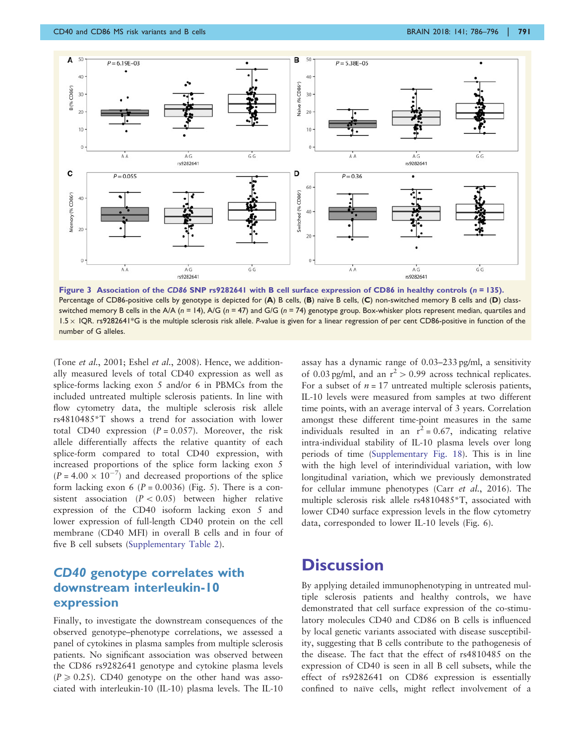Figure 3 **Association of the *CD86* SNP rs9282641 with B cell surface expression of CD86 in healthy controls (*n* = 135).** Percentage of CD86-positive cells by genotype is depicted for (**A**) B cells, (**B**) naïve B cells, (**C**) non-switched memory B cells and (**D**) class-switched memory B cells in the A/A (*n* = 14), A/G (*n* = 47) and G/G (*n* = 74) genotype group. Box-whisker plots represent median, quartiles and 1.5 × IQR. rs9282641*G is the multiple sclerosis risk allele. *P*-value is given for a linear regression of per cent CD86-positive in function of the number of G alleles.

(Tone *et al.*, 2001; Eshel *et al.*, 2008). Hence, we additionally measured levels of total CD40 expression as well as splice-forms lacking exon 5 and/or 6 in PBMCs from the included untreated multiple sclerosis patients. In line with flow cytometry data, the multiple sclerosis risk allele rs4810485*T shows a trend for association with lower total CD40 expression ($P = 0.057$). Moreover, the risk allele differentially affects the relative quantity of each splice-form compared to total CD40 expression, with increased proportions of the splice form lacking exon 5 ($P = 4.00 \times 10^{-7}$) and decreased proportions of the splice form lacking exon 6 ($P = 0.0036$) (Fig. 5). There is a consistent association ($P < 0.05$) between higher relative expression of the CD40 isoform lacking exon 5 and lower expression of full-length CD40 protein on the cell membrane (CD40 MFI) in overall B cells and in four of five B cell subsets (Supplementary Table 2).

## *CD40* genotype correlates with downstream interleukin-10 expression

Finally, to investigate the downstream consequences of the observed genotype–phenotype correlations, we assessed a panel of cytokines in plasma samples from multiple sclerosis patients. No significant association was observed between the CD86 rs9282641 genotype and cytokine plasma levels ($P \geqslant 0.25$). CD40 genotype on the other hand was associated with interleukin-10 (IL-10) plasma levels. The IL-10 assay has a dynamic range of 0.03–233 pg/ml, a sensitivity of 0.03 pg/ml, and an $r^2 > 0.99$ across technical replicates. For a subset of $n = 17$ untreated multiple sclerosis patients, IL-10 levels were measured from samples at two different time points, with an average interval of 3 years. Correlation amongst these different time-point measures in the same individuals resulted in an $r^2 = 0.67$, indicating relative intra-individual stability of IL-10 plasma levels over long periods of time (Supplementary Fig. 18). This is in line with the high level of interindividual variation, with low longitudinal variation, which we previously demonstrated for cellular immune phenotypes (Carr *et al.*, 2016). The multiple sclerosis risk allele rs4810485*T, associated with lower CD40 surface expression levels in the flow cytometry data, corresponded to lower IL-10 levels (Fig. 6).

# Discussion

By applying detailed immunophenotyping in untreated multiple sclerosis patients and healthy controls, we have demonstrated that cell surface expression of the co-stimulatory molecules CD40 and CD86 on B cells is influenced by local genetic variants associated with disease susceptibility, suggesting that B cells contribute to the pathogenesis of the disease. The fact that the effect of rs4810485 on the expression of CD40 is seen in all B cell subsets, while the effect of rs9282641 on CD86 expression is essentially confined to naïve cells, might reflect involvement of a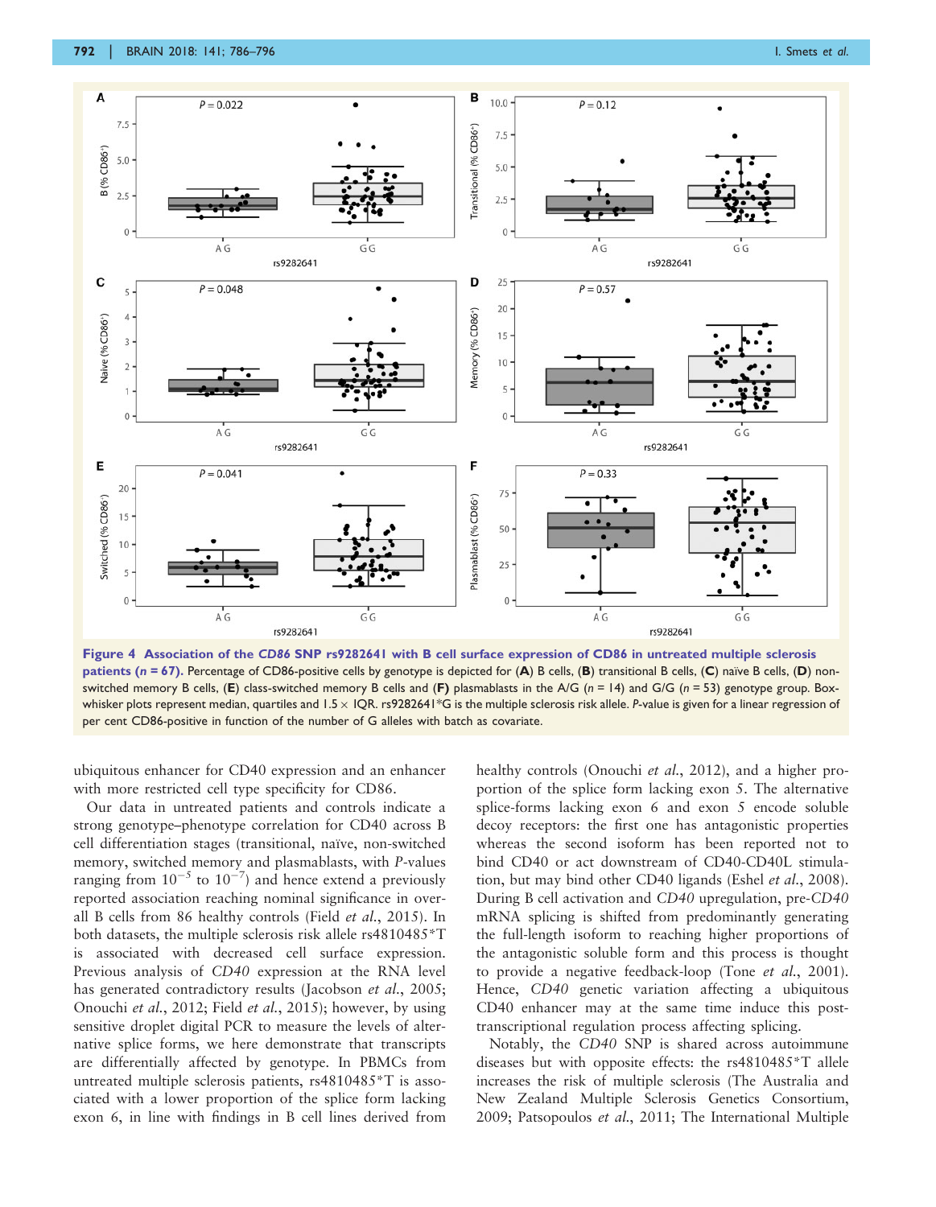**Figure 4 Association of the *CD86* SNP rs9282641 with B cell surface expression of CD86 in untreated multiple sclerosis patients (*n* = 67).** Percentage of CD86-positive cells by genotype is depicted for (**A**) B cells, (**B**) transitional B cells, (**C**) naïve B cells, (**D**) non-switched memory B cells, (**E**) class-switched memory B cells and (**F**) plasmablasts in the A/G (*n* = 14) and G/G (*n* = 53) genotype group. Box-whisker plots represent median, quartiles and $1.5 \times$ IQR. rs9282641*G is the multiple sclerosis risk allele. *P*-value is given for a linear regression of per cent CD86-positive in function of the number of G alleles with batch as covariate.

ubiquitous enhancer for CD40 expression and an enhancer with more restricted cell type specificity for CD86.

Our data in untreated patients and controls indicate a strong genotype–phenotype correlation for CD40 across B cell differentiation stages (transitional, naïve, non-switched memory, switched memory and plasmablasts, with *P*-values ranging from $10^{-5}$ to $10^{-7}$) and hence extend a previously reported association reaching nominal significance in overall B cells from 86 healthy controls (Field *et al.*, 2015). In both datasets, the multiple sclerosis risk allele rs4810485*T is associated with decreased cell surface expression. Previous analysis of *CD40* expression at the RNA level has generated contradictory results (Jacobson *et al.*, 2005; Onouchi *et al.*, 2012; Field *et al.*, 2015); however, by using sensitive droplet digital PCR to measure the levels of alternative splice forms, we here demonstrate that transcripts are differentially affected by genotype. In PBMCs from untreated multiple sclerosis patients, rs4810485*T is associated with a lower proportion of the splice form lacking exon 6, in line with findings in B cell lines derived from healthy controls (Onouchi *et al.*, 2012), and a higher proportion of the splice form lacking exon 5. The alternative splice-forms lacking exon 6 and exon 5 encode soluble decoy receptors: the first one has antagonistic properties whereas the second isoform has been reported not to bind CD40 or act downstream of CD40-CD40L stimulation, but may bind other CD40 ligands (Eshel *et al.*, 2008). During B cell activation and *CD40* upregulation, pre-*CD40* mRNA splicing is shifted from predominantly generating the full-length isoform to reaching higher proportions of the antagonistic soluble form and this process is thought to provide a negative feedback-loop (Tone *et al.*, 2001). Hence, *CD40* genetic variation affecting a ubiquitous CD40 enhancer may at the same time induce this post-transcriptional regulation process affecting splicing.

Notably, the *CD40* SNP is shared across autoimmune diseases but with opposite effects: the rs4810485*T allele increases the risk of multiple sclerosis (The Australia and New Zealand Multiple Sclerosis Genetics Consortium, 2009; Patsopoulos *et al.*, 2011; The International Multiple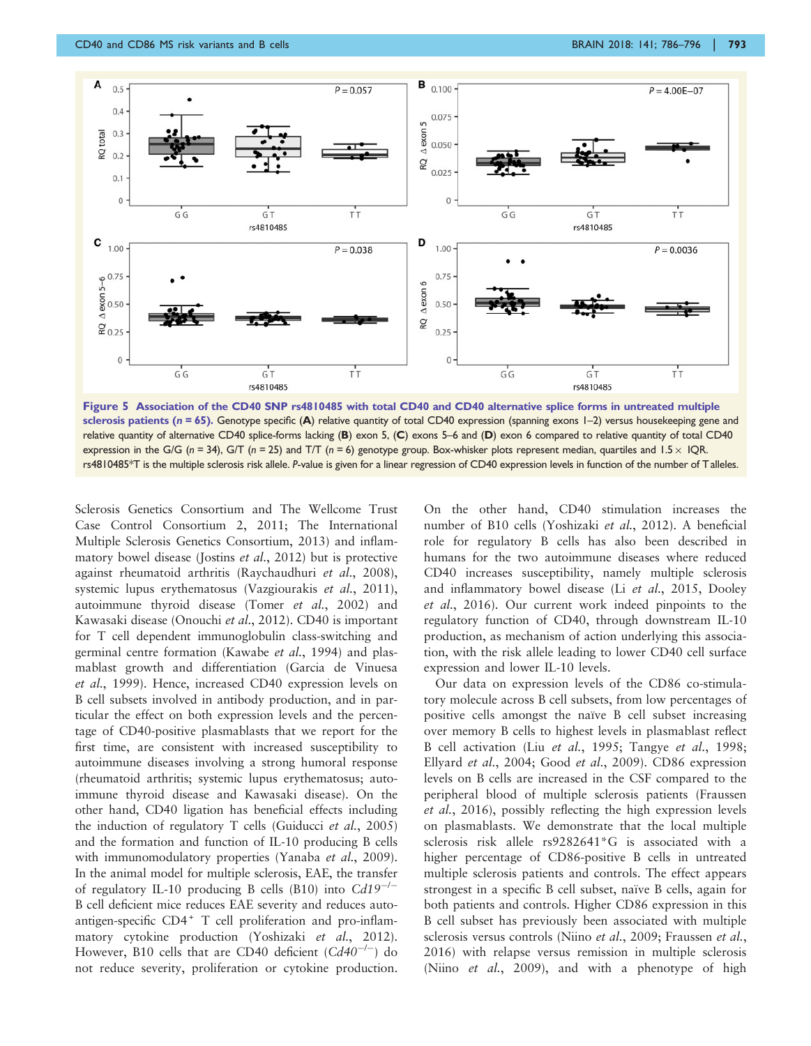**Figure 5 Association of the CD40 SNP rs4810485 with total CD40 and CD40 alternative splice forms in untreated multiple sclerosis patients ($n$ = 65).** Genotype specific (**A**) relative quantity of total CD40 expression (spanning exons 1–2) versus housekeeping gene and relative quantity of alternative CD40 splice-forms lacking (**B**) exon 5, (**C**) exons 5–6 and (**D**) exon 6 compared to relative quantity of total CD40 expression in the G/G ($n$ = 34), G/T ($n$ = 25) and T/T ($n$ = 6) genotype group. Box-whisker plots represent median, quartiles and 1.5 × IQR. rs4810485*T is the multiple sclerosis risk allele. P-value is given for a linear regression of CD40 expression levels in function of the number of T alleles.

Sclerosis Genetics Consortium and The Wellcome Trust Case Control Consortium 2, 2011; The International Multiple Sclerosis Genetics Consortium, 2013) and inflammatory bowel disease (Jostins *et al.*, 2012) but is protective against rheumatoid arthritis (Raychaudhuri *et al.*, 2008), systemic lupus erythematosus (Vazgiourakis *et al.*, 2011), autoimmune thyroid disease (Tomer *et al.*, 2002) and Kawasaki disease (Onouchi *et al.*, 2012). CD40 is important for T cell dependent immunoglobulin class-switching and germinal centre formation (Kawabe *et al.*, 1994) and plasmablast growth and differentiation (Garcia de Vinuesa *et al.*, 1999). Hence, increased CD40 expression levels on B cell subsets involved in antibody production, and in particular the effect on both expression levels and the percentage of CD40-positive plasmablasts that we report for the first time, are consistent with increased susceptibility to autoimmune diseases involving a strong humoral response (rheumatoid arthritis; systemic lupus erythematosus; autoimmune thyroid disease and Kawasaki disease). On the other hand, CD40 ligation has beneficial effects including the induction of regulatory T cells (Guiducci *et al.*, 2005) and the formation and function of IL-10 producing B cells with immunomodulatory properties (Yanaba *et al.*, 2009). In the animal model for multiple sclerosis, EAE, the transfer of regulatory IL-10 producing B cells (B10) into $Cd19^{-/-}$ B cell deficient mice reduces EAE severity and reduces autoantigen-specific $CD4^{+}$ T cell proliferation and pro-inflammatory cytokine production (Yoshizaki *et al.*, 2012). However, B10 cells that are CD40 deficient ($Cd40^{-/-}$) do not reduce severity, proliferation or cytokine production. On the other hand, CD40 stimulation increases the number of B10 cells (Yoshizaki *et al.*, 2012). A beneficial role for regulatory B cells has also been described in humans for the two autoimmune diseases where reduced CD40 increases susceptibility, namely multiple sclerosis and inflammatory bowel disease (Li *et al.*, 2015, Dooley *et al.*, 2016). Our current work indeed pinpoints to the regulatory function of CD40, through downstream IL-10 production, as mechanism of action underlying this association, with the risk allele leading to lower CD40 cell surface expression and lower IL-10 levels.

Our data on expression levels of the CD86 co-stimulatory molecule across B cell subsets, from low percentages of positive cells amongst the naïve B cell subset increasing over memory B cells to highest levels in plasmablast reflect B cell activation (Liu *et al.*, 1995; Tangye *et al.*, 1998; Ellyard *et al.*, 2004; Good *et al.*, 2009). CD86 expression levels on B cells are increased in the CSF compared to the peripheral blood of multiple sclerosis patients (Fraussen *et al.*, 2016), possibly reflecting the high expression levels on plasmablasts. We demonstrate that the local multiple sclerosis risk allele rs9282641*G is associated with a higher percentage of CD86-positive B cells in untreated multiple sclerosis patients and controls. The effect appears strongest in a specific B cell subset, naïve B cells, again for both patients and controls. Higher CD86 expression in this B cell subset has previously been associated with multiple sclerosis versus controls (Niino *et al.*, 2009; Fraussen *et al.*, 2016) with relapse versus remission in multiple sclerosis (Niino *et al.*, 2009), and with a phenotype of high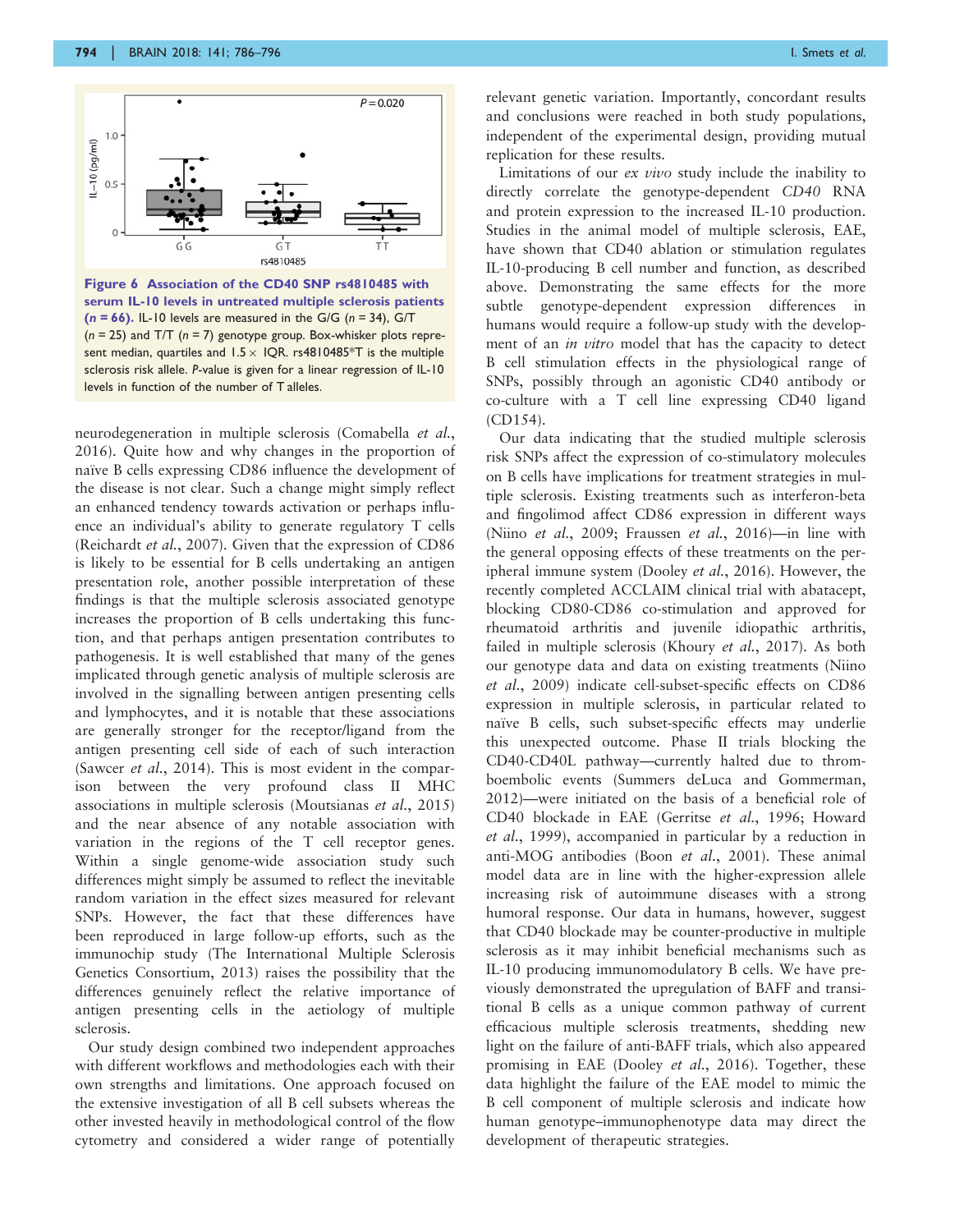**Figure 6 Association of the CD40 SNP rs4810485 with serum IL-10 levels in untreated multiple sclerosis patients (n = 66).** IL-10 levels are measured in the G/G (n = 34), G/T (n = 25) and T/T (n = 7) genotype group. Box-whisker plots represent median, quartiles and 1.5 × IQR. rs4810485*T is the multiple sclerosis risk allele. P-value is given for a linear regression of IL-10 levels in function of the number of T alleles.

neurodegeneration in multiple sclerosis (Comabella *et al.*, 2016). Quite how and why changes in the proportion of naïve B cells expressing CD86 influence the development of the disease is not clear. Such a change might simply reflect an enhanced tendency towards activation or perhaps influence an individual's ability to generate regulatory T cells (Reichardt *et al.*, 2007). Given that the expression of CD86 is likely to be essential for B cells undertaking an antigen presentation role, another possible interpretation of these findings is that the multiple sclerosis associated genotype increases the proportion of B cells undertaking this function, and that perhaps antigen presentation contributes to pathogenesis. It is well established that many of the genes implicated through genetic analysis of multiple sclerosis are involved in the signalling between antigen presenting cells and lymphocytes, and it is notable that these associations are generally stronger for the receptor/ligand from the antigen presenting cell side of each of such interaction (Sawcer *et al.*, 2014). This is most evident in the comparison between the very profound class II MHC associations in multiple sclerosis (Moutsianas *et al.*, 2015) and the near absence of any notable association with variation in the regions of the T cell receptor genes. Within a single genome-wide association study such differences might simply be assumed to reflect the inevitable random variation in the effect sizes measured for relevant SNPs. However, the fact that these differences have been reproduced in large follow-up efforts, such as the immunochip study (The International Multiple Sclerosis Genetics Consortium, 2013) raises the possibility that the differences genuinely reflect the relative importance of antigen presenting cells in the aetiology of multiple sclerosis.

Our study design combined two independent approaches with different workflows and methodologies each with their own strengths and limitations. One approach focused on the extensive investigation of all B cell subsets whereas the other invested heavily in methodological control of the flow cytometry and considered a wider range of potentially relevant genetic variation. Importantly, concordant results and conclusions were reached in both study populations, independent of the experimental design, providing mutual replication for these results.

Limitations of our *ex vivo* study include the inability to directly correlate the genotype-dependent *CD40* RNA and protein expression to the increased IL-10 production. Studies in the animal model of multiple sclerosis, EAE, have shown that CD40 ablation or stimulation regulates IL-10-producing B cell number and function, as described above. Demonstrating the same effects for the more subtle genotype-dependent expression differences in humans would require a follow-up study with the development of an *in vitro* model that has the capacity to detect B cell stimulation effects in the physiological range of SNPs, possibly through an agonistic CD40 antibody or co-culture with a T cell line expressing CD40 ligand (CD154).

Our data indicating that the studied multiple sclerosis risk SNPs affect the expression of co-stimulatory molecules on B cells have implications for treatment strategies in multiple sclerosis. Existing treatments such as interferon-beta and fingolimod affect CD86 expression in different ways (Niino *et al.*, 2009; Fraussen *et al.*, 2016)—in line with the general opposing effects of these treatments on the peripheral immune system (Dooley *et al.*, 2016). However, the recently completed ACCLAIM clinical trial with abatacept, blocking CD80-CD86 co-stimulation and approved for rheumatoid arthritis and juvenile idiopathic arthritis, failed in multiple sclerosis (Khoury *et al.*, 2017). As both our genotype data and data on existing treatments (Niino *et al.*, 2009) indicate cell-subset-specific effects on CD86 expression in multiple sclerosis, in particular related to naïve B cells, such subset-specific effects may underlie this unexpected outcome. Phase II trials blocking the CD40-CD40L pathway—currently halted due to thromboembolic events (Summers deLuca and Gommerman, 2012)—were initiated on the basis of a beneficial role of CD40 blockade in EAE (Gerritse *et al.*, 1996; Howard *et al.*, 1999), accompanied in particular by a reduction in anti-MOG antibodies (Boon *et al.*, 2001). These animal model data are in line with the higher-expression allele increasing risk of autoimmune diseases with a strong humoral response. Our data in humans, however, suggest that CD40 blockade may be counter-productive in multiple sclerosis as it may inhibit beneficial mechanisms such as IL-10 producing immunomodulatory B cells. We have previously demonstrated the upregulation of BAFF and transitional B cells as a unique common pathway of current efficacious multiple sclerosis treatments, shedding new light on the failure of anti-BAFF trials, which also appeared promising in EAE (Dooley *et al.*, 2016). Together, these data highlight the failure of the EAE model to mimic the B cell component of multiple sclerosis and indicate how human genotype–immunophenotype data may direct the development of therapeutic strategies.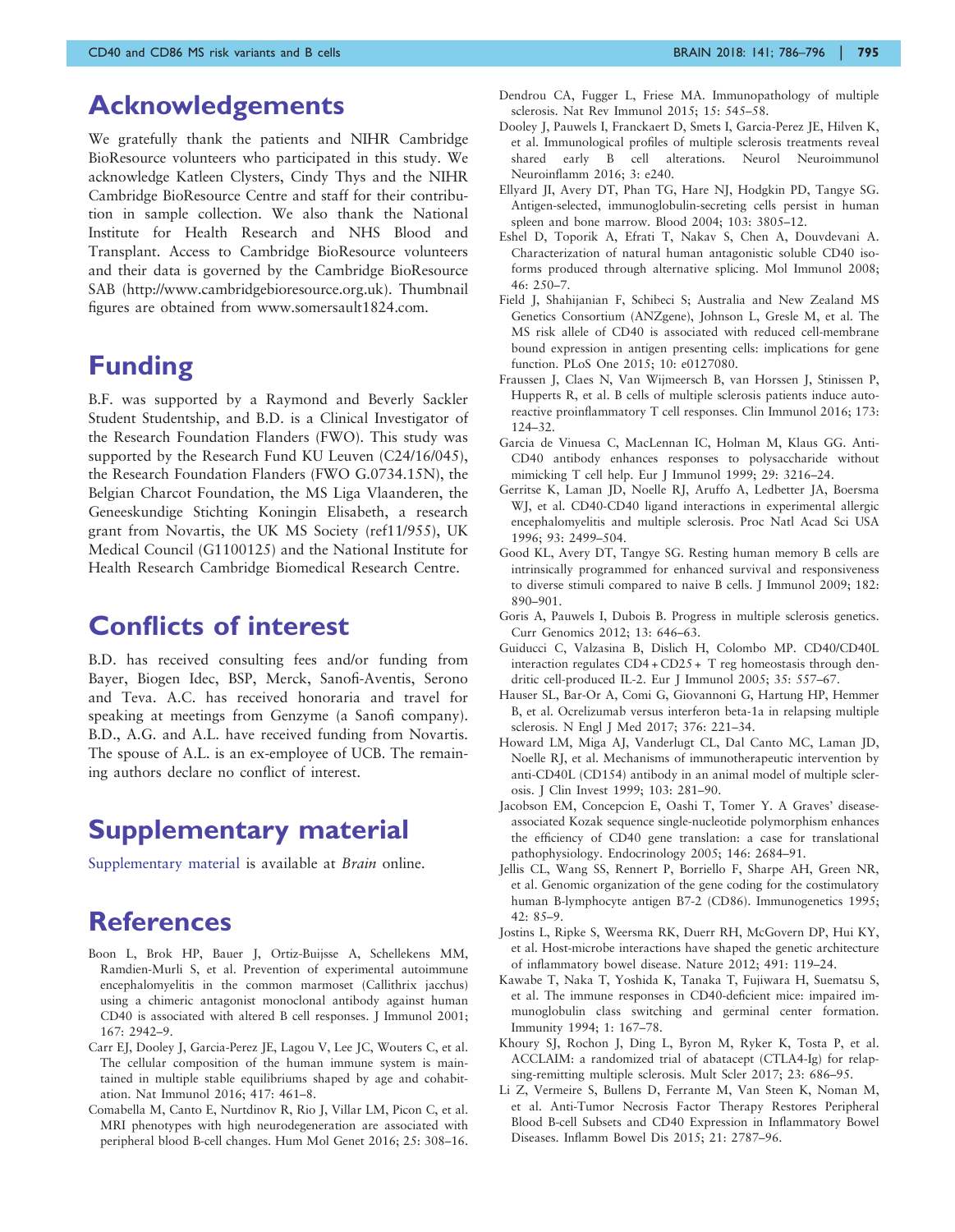## Acknowledgements

We gratefully thank the patients and NIHR Cambridge BioResource volunteers who participated in this study. We acknowledge Katleen Clysters, Cindy Thys and the NIHR Cambridge BioResource Centre and staff for their contribution in sample collection. We also thank the National Institute for Health Research and NHS Blood and Transplant. Access to Cambridge BioResource volunteers and their data is governed by the Cambridge BioResource SAB (http://www.cambridgebioresource.org.uk). Thumbnail figures are obtained from www.somersault1824.com.

## Funding

B.F. was supported by a Raymond and Beverly Sackler Student Studentship, and B.D. is a Clinical Investigator of the Research Foundation Flanders (FWO). This study was supported by the Research Fund KU Leuven (C24/16/045), the Research Foundation Flanders (FWO G.0734.15N), the Belgian Charcot Foundation, the MS Liga Vlaanderen, the Geneeskundige Stichting Koningin Elisabeth, a research grant from Novartis, the UK MS Society (ref11/955), UK Medical Council (G1100125) and the National Institute for Health Research Cambridge Biomedical Research Centre.

## Conflicts of interest

B.D. has received consulting fees and/or funding from Bayer, Biogen Idec, BSP, Merck, Sanofi-Aventis, Serono and Teva. A.C. has received honoraria and travel for speaking at meetings from Genzyme (a Sanofi company). B.D., A.G. and A.L. have received funding from Novartis. The spouse of A.L. is an ex-employee of UCB. The remaining authors declare no conflict of interest.

## Supplementary material

Supplementary material is available at *Brain* online.

## References

Boon L, Brok HP, Bauer J, Ortiz-Buijsse A, Schellekens MM, Ramdien-Murli S, et al. Prevention of experimental autoimmune encephalomyelitis in the common marmoset (Callithrix jacchus) using a chimeric antagonist monoclonal antibody against human CD40 is associated with altered B cell responses. J Immunol 2001; 167: 2942–9.

Carr EJ, Dooley J, Garcia-Perez JE, Lagou V, Lee JC, Wouters C, et al. The cellular composition of the human immune system is maintained in multiple stable equilibriums shaped by age and cohabitation. Nat Immunol 2016; 417: 461–8.

Comabella M, Canto E, Nurtdinov R, Rio J, Villar LM, Picon C, et al. MRI phenotypes with high neurodegeneration are associated with peripheral blood B-cell changes. Hum Mol Genet 2016; 25: 308–16.

Dendrou CA, Fugger L, Friese MA. Immunopathology of multiple sclerosis. Nat Rev Immunol 2015; 15: 545–58.

Dooley J, Pauwels I, Franckaert D, Smets I, Garcia-Perez JE, Hilven K, et al. Immunological profiles of multiple sclerosis treatments reveal shared early B cell alterations. Neurol Neuroimmunol Neuroinflamm 2016; 3: e240.

Ellyard JI, Avery DT, Phan TG, Hare NJ, Hodgkin PD, Tangye SG. Antigen-selected, immunoglobulin-secreting cells persist in human spleen and bone marrow. Blood 2004; 103: 3805–12.

Eshel D, Toporik A, Efrati T, Nakav S, Chen A, Douvdevani A. Characterization of natural human antagonistic soluble CD40 isoforms produced through alternative splicing. Mol Immunol 2008; 46: 250–7.

Field J, Shahijanian F, Schibeci S; Australia and New Zealand MS Genetics Consortium (ANZgene), Johnson L, Gresle M, et al. The MS risk allele of CD40 is associated with reduced cell-membrane bound expression in antigen presenting cells: implications for gene function. PLoS One 2015; 10: e0127080.

Fraussen J, Claes N, Van Wijmeersch B, van Horssen J, Stinissen P, Hupperts R, et al. B cells of multiple sclerosis patients induce autoreactive proinflammatory T cell responses. Clin Immunol 2016; 173: 124–32.

Garcia de Vinuesa C, MacLennan IC, Holman M, Klaus GG. Anti-CD40 antibody enhances responses to polysaccharide without mimicking T cell help. Eur J Immunol 1999; 29: 3216–24.

Gerritse K, Laman JD, Noelle RJ, Aruffo A, Ledbetter JA, Boersma WJ, et al. CD40-CD40 ligand interactions in experimental allergic encephalomyelitis and multiple sclerosis. Proc Natl Acad Sci USA 1996; 93: 2499–504.

Good KL, Avery DT, Tangye SG. Resting human memory B cells are intrinsically programmed for enhanced survival and responsiveness to diverse stimuli compared to naive B cells. J Immunol 2009; 182: 890–901.

Goris A, Pauwels I, Dubois B. Progress in multiple sclerosis genetics. Curr Genomics 2012; 13: 646–63.

Guiducci C, Valzasina B, Dislich H, Colombo MP. CD40/CD40L interaction regulates CD4 + CD25 + T reg homeostasis through dendritic cell-produced IL-2. Eur J Immunol 2005; 35: 557–67.

Hauser SL, Bar-Or A, Comi G, Giovannoni G, Hartung HP, Hemmer B, et al. Ocrelizumab versus interferon beta-1a in relapsing multiple sclerosis. N Engl J Med 2017; 376: 221–34.

Howard LM, Miga AJ, Vanderlugt CL, Dal Canto MC, Laman JD, Noelle RJ, et al. Mechanisms of immunotherapeutic intervention by anti-CD40L (CD154) antibody in an animal model of multiple sclerosis. J Clin Invest 1999; 103: 281–90.

Jacobson EM, Concepcion E, Oashi T, Tomer Y. A Graves' disease-associated Kozak sequence single-nucleotide polymorphism enhances the efficiency of CD40 gene translation: a case for translational pathophysiology. Endocrinology 2005; 146: 2684–91.

Jellis CL, Wang SS, Rennert P, Borriello F, Sharpe AH, Green NR, et al. Genomic organization of the gene coding for the costimulatory human B-lymphocyte antigen B7-2 (CD86). Immunogenetics 1995; 42: 85–9.

Jostins L, Ripke S, Weersma RK, Duerr RH, McGovern DP, Hui KY, et al. Host-microbe interactions have shaped the genetic architecture of inflammatory bowel disease. Nature 2012; 491: 119–24.

Kawabe T, Naka T, Yoshida K, Tanaka T, Fujiwara H, Suematsu S, et al. The immune responses in CD40-deficient mice: impaired immunoglobulin class switching and germinal center formation. Immunity 1994; 1: 167–78.

Khoury SJ, Rochon J, Ding L, Byron M, Ryker K, Tosta P, et al. ACCLAIM: a randomized trial of abatacept (CTLA4-Ig) for relapsing-remitting multiple sclerosis. Mult Scler 2017; 23: 686–95.

Li Z, Vermeire S, Bullens D, Ferrante M, Van Steen K, Noman M, et al. Anti-Tumor Necrosis Factor Therapy Restores Peripheral Blood B-cell Subsets and CD40 Expression in Inflammatory Bowel Diseases. Inflamm Bowel Dis 2015; 21: 2787–96.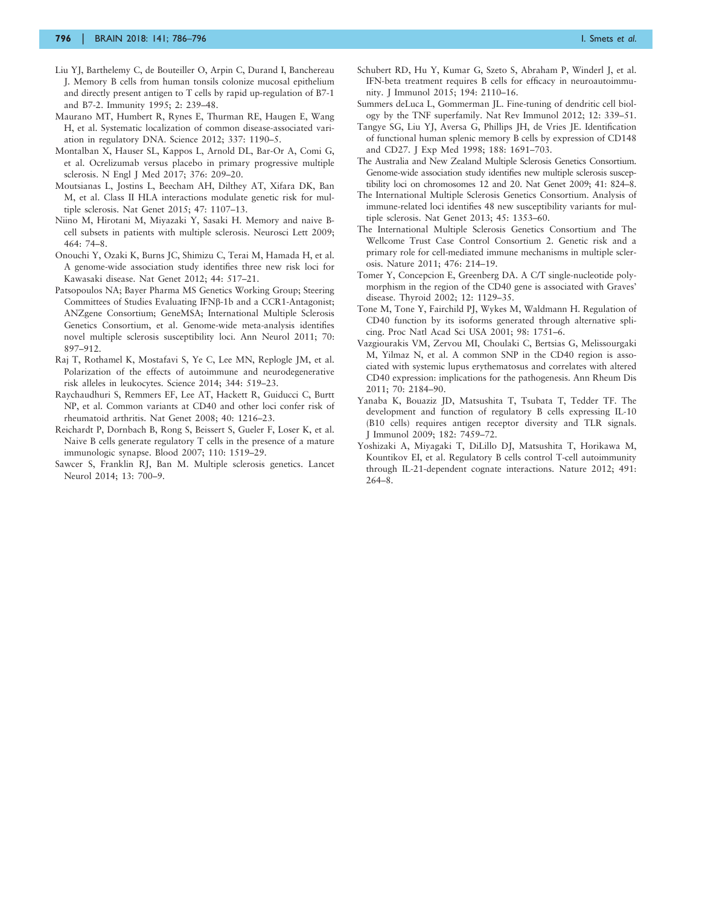Liu YJ, Barthelemy C, de Bouteiller O, Arpin C, Durand I, Banchereau J. Memory B cells from human tonsils colonize mucosal epithelium and directly present antigen to T cells by rapid up-regulation of B7-1 and B7-2. Immunity 1995; 2: 239–48.

Maurano MT, Humbert R, Rynes E, Thurman RE, Haugen E, Wang H, et al. Systematic localization of common disease-associated variation in regulatory DNA. Science 2012; 337: 1190–5.

Montalban X, Hauser SL, Kappos L, Arnold DL, Bar-Or A, Comi G, et al. Ocrelizumab versus placebo in primary progressive multiple sclerosis. N Engl J Med 2017; 376: 209–20.

Moutsianas L, Jostins L, Beecham AH, Dilthey AT, Xifara DK, Ban M, et al. Class II HLA interactions modulate genetic risk for multiple sclerosis. Nat Genet 2015; 47: 1107–13.

Niino M, Hirotani M, Miyazaki Y, Sasaki H. Memory and naive B-cell subsets in patients with multiple sclerosis. Neurosci Lett 2009; 464: 74–8.

Onouchi Y, Ozaki K, Burns JC, Shimizu C, Terai M, Hamada H, et al. A genome-wide association study identifies three new risk loci for Kawasaki disease. Nat Genet 2012; 44: 517–21.

Patsopoulos NA; Bayer Pharma MS Genetics Working Group; Steering Committees of Studies Evaluating IFNβ-1b and a CCR1-Antagonist; ANZgene Consortium; GeneMSA; International Multiple Sclerosis Genetics Consortium, et al. Genome-wide meta-analysis identifies novel multiple sclerosis susceptibility loci. Ann Neurol 2011; 70: 897–912.

Raj T, Rothamel K, Mostafavi S, Ye C, Lee MN, Replogle JM, et al. Polarization of the effects of autoimmune and neurodegenerative risk alleles in leukocytes. Science 2014; 344: 519–23.

Raychaudhuri S, Remmers EF, Lee AT, Hackett R, Guiducci C, Burtt NP, et al. Common variants at CD40 and other loci confer risk of rheumatoid arthritis. Nat Genet 2008; 40: 1216–23.

Reichardt P, Dornbach B, Rong S, Beissert S, Gueler F, Loser K, et al. Naive B cells generate regulatory T cells in the presence of a mature immunologic synapse. Blood 2007; 110: 1519–29.

Sawcer S, Franklin RJ, Ban M. Multiple sclerosis genetics. Lancet Neurol 2014; 13: 700–9.

Schubert RD, Hu Y, Kumar G, Szeto S, Abraham P, Winderl J, et al. IFN-beta treatment requires B cells for efficacy in neuroautoimmunity. J Immunol 2015; 194: 2110–16.

Summers deLuca L, Gommerman JL. Fine-tuning of dendritic cell biology by the TNF superfamily. Nat Rev Immunol 2012; 12: 339–51.

Tangye SG, Liu YJ, Aversa G, Phillips JH, de Vries JE. Identification of functional human splenic memory B cells by expression of CD148 and CD27. J Exp Med 1998; 188: 1691–703.

The Australia and New Zealand Multiple Sclerosis Genetics Consortium. Genome-wide association study identifies new multiple sclerosis susceptibility loci on chromosomes 12 and 20. Nat Genet 2009; 41: 824–8.

The International Multiple Sclerosis Genetics Consortium. Analysis of immune-related loci identifies 48 new susceptibility variants for multiple sclerosis. Nat Genet 2013; 45: 1353–60.

The International Multiple Sclerosis Genetics Consortium and The Wellcome Trust Case Control Consortium 2. Genetic risk and a primary role for cell-mediated immune mechanisms in multiple sclerosis. Nature 2011; 476: 214–19.

Tomer Y, Concepcion E, Greenberg DA. A C/T single-nucleotide polymorphism in the region of the CD40 gene is associated with Graves' disease. Thyroid 2002; 12: 1129–35.

Tone M, Tone Y, Fairchild PJ, Wykes M, Waldmann H. Regulation of CD40 function by its isoforms generated through alternative splicing. Proc Natl Acad Sci USA 2001; 98: 1751–6.

Vazgiourakis VM, Zervou MI, Choulaki C, Bertsias G, Melissourgaki M, Yilmaz N, et al. A common SNP in the CD40 region is associated with systemic lupus erythematosus and correlates with altered CD40 expression: implications for the pathogenesis. Ann Rheum Dis 2011; 70: 2184–90.

Yanaba K, Bouaziz JD, Matsushita T, Tsubata T, Tedder TF. The development and function of regulatory B cells expressing IL-10 (B10 cells) requires antigen receptor diversity and TLR signals. J Immunol 2009; 182: 7459–72.

Yoshizaki A, Miyagaki T, DiLillo DJ, Matsushita T, Horikawa M, Kountikov EI, et al. Regulatory B cells control T-cell autoimmunity through IL-21-dependent cognate interactions. Nature 2012; 491: 264–8.